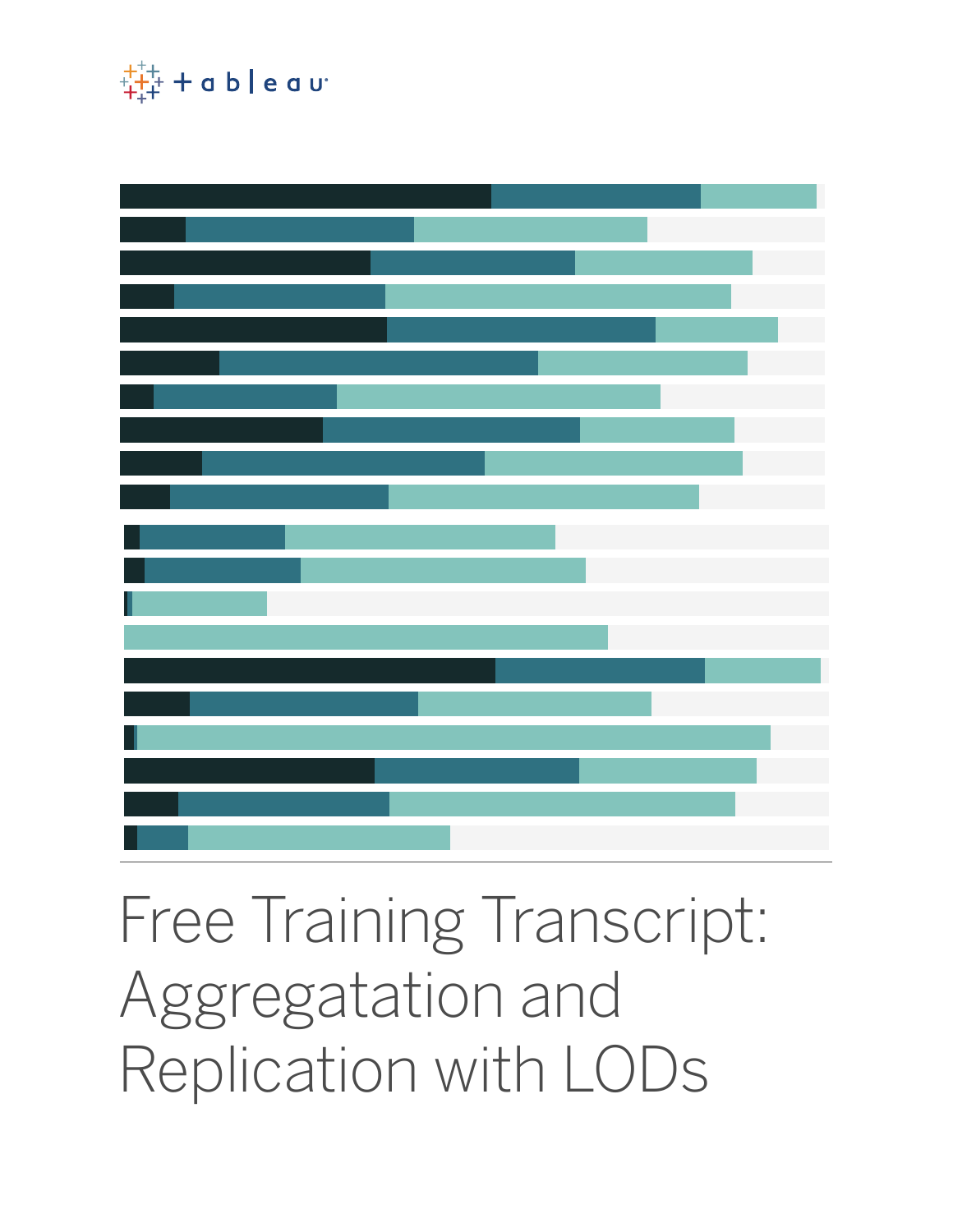# Free Training Transcript: Aggregatation and Replication with LODs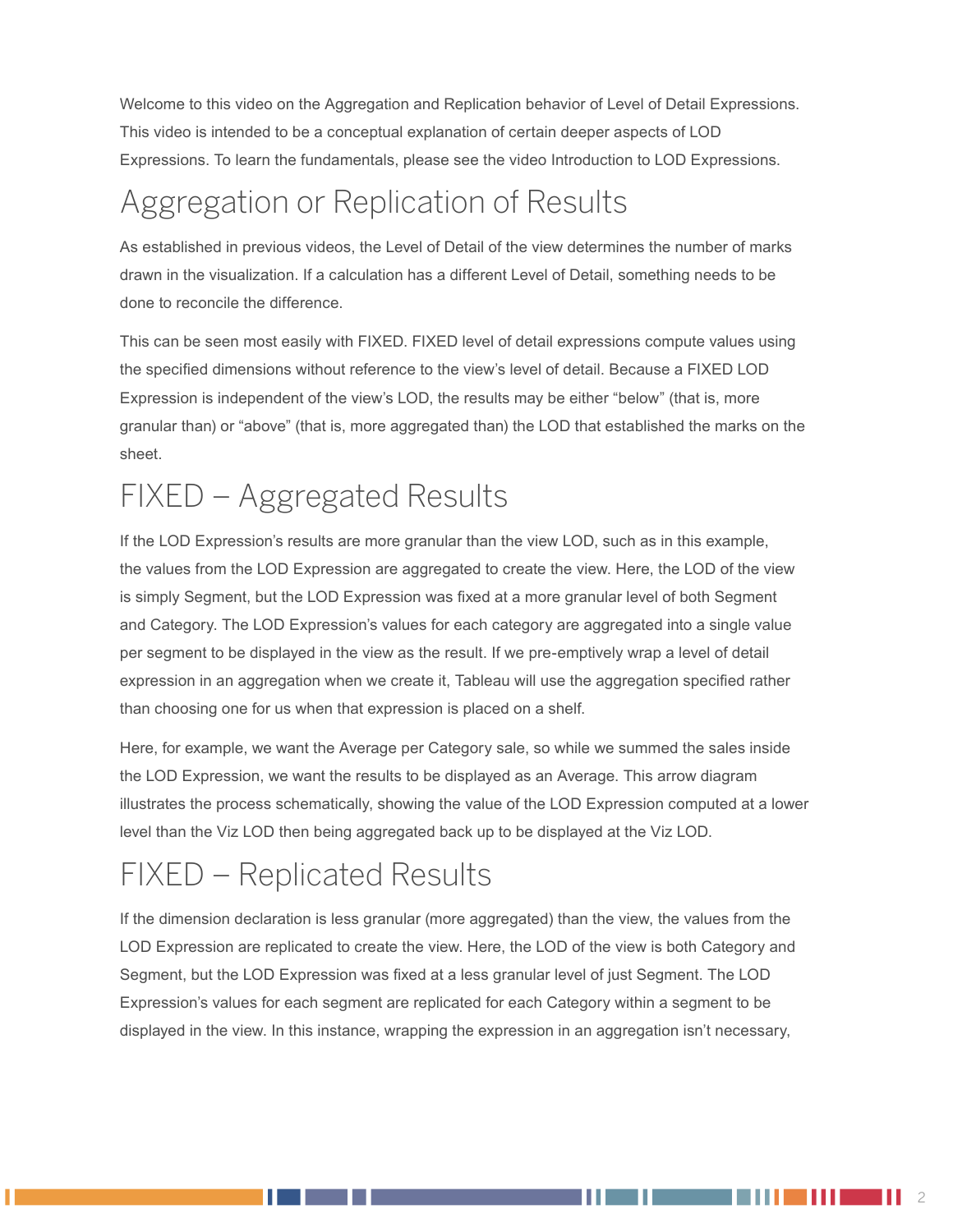Welcome to this video on the Aggregation and Replication behavior of Level of Detail Expressions. This video is intended to be a conceptual explanation of certain deeper aspects of LOD Expressions. To learn the fundamentals, please see the video Introduction to LOD Expressions.

# Aggregation or Replication of Results

As established in previous videos, the Level of Detail of the view determines the number of marks drawn in the visualization. If a calculation has a different Level of Detail, something needs to be done to reconcile the difference.

This can be seen most easily with FIXED. FIXED level of detail expressions compute values using the specified dimensions without reference to the view's level of detail. Because a FIXED LOD Expression is independent of the view's LOD, the results may be either "below" (that is, more granular than) or "above" (that is, more aggregated than) the LOD that established the marks on the sheet.

# FIXED – Aggregated Results

If the LOD Expression's results are more granular than the view LOD, such as in this example, the values from the LOD Expression are aggregated to create the view. Here, the LOD of the view is simply Segment, but the LOD Expression was fixed at a more granular level of both Segment and Category. The LOD Expression's values for each category are aggregated into a single value per segment to be displayed in the view as the result. If we pre-emptively wrap a level of detail expression in an aggregation when we create it, Tableau will use the aggregation specified rather than choosing one for us when that expression is placed on a shelf.

Here, for example, we want the Average per Category sale, so while we summed the sales inside the LOD Expression, we want the results to be displayed as an Average. This arrow diagram illustrates the process schematically, showing the value of the LOD Expression computed at a lower level than the Viz LOD then being aggregated back up to be displayed at the Viz LOD.

# FIXED – Replicated Results

If the dimension declaration is less granular (more aggregated) than the view, the values from the LOD Expression are replicated to create the view. Here, the LOD of the view is both Category and Segment, but the LOD Expression was fixed at a less granular level of just Segment. The LOD Expression's values for each segment are replicated for each Category within a segment to be displayed in the view. In this instance, wrapping the expression in an aggregation isn't necessary,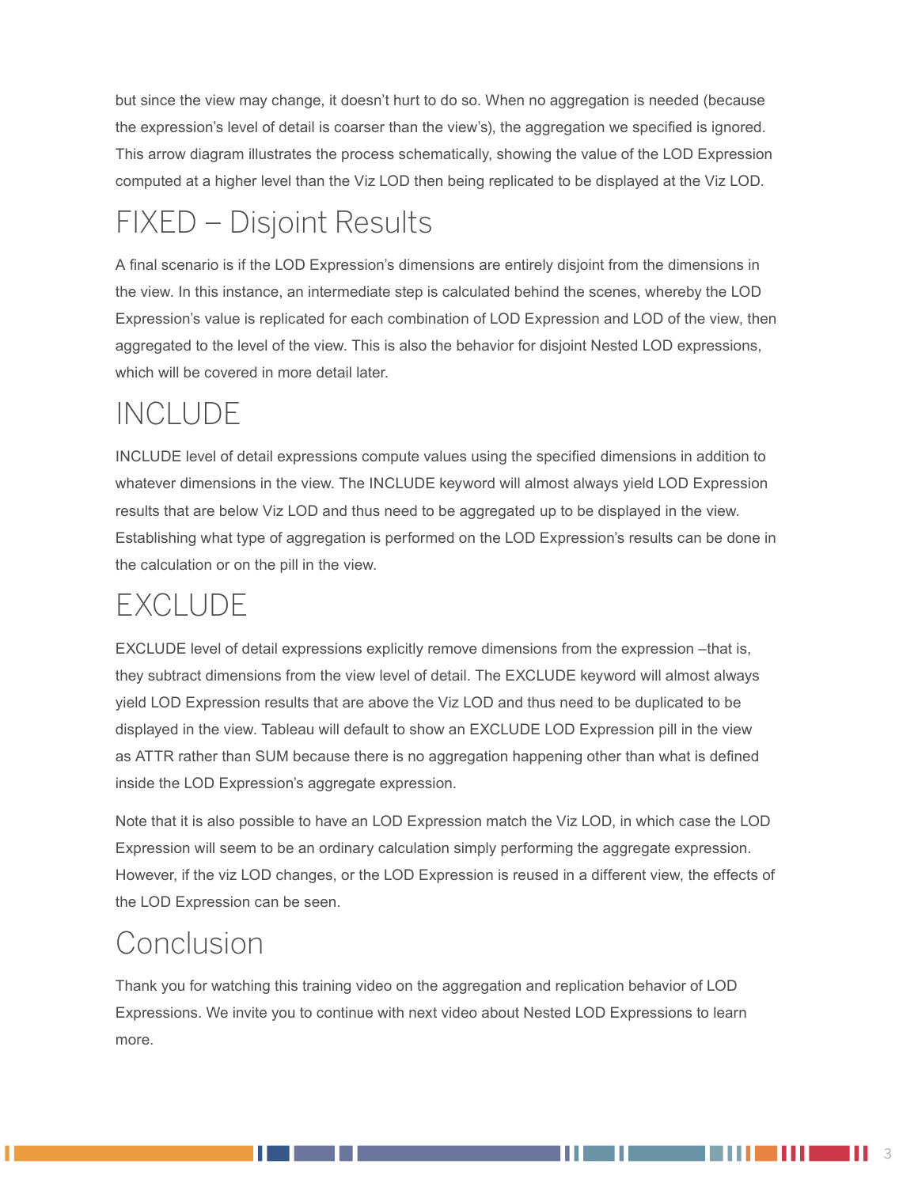but since the view may change, it doesn't hurt to do so. When no aggregation is needed (because the expression's level of detail is coarser than the view's), the aggregation we specified is ignored. This arrow diagram illustrates the process schematically, showing the value of the LOD Expression computed at a higher level than the Viz LOD then being replicated to be displayed at the Viz LOD.

## FIXED – Disjoint Results

A final scenario is if the LOD Expression's dimensions are entirely disjoint from the dimensions in the view. In this instance, an intermediate step is calculated behind the scenes, whereby the LOD Expression's value is replicated for each combination of LOD Expression and LOD of the view, then aggregated to the level of the view. This is also the behavior for disjoint Nested LOD expressions, which will be covered in more detail later.

## INCLUDE

INCLUDE level of detail expressions compute values using the specified dimensions in addition to whatever dimensions in the view. The INCLUDE keyword will almost always yield LOD Expression results that are below Viz LOD and thus need to be aggregated up to be displayed in the view. Establishing what type of aggregation is performed on the LOD Expression's results can be done in the calculation or on the pill in the view.

## EXCLUDE

EXCLUDE level of detail expressions explicitly remove dimensions from the expression –that is, they subtract dimensions from the view level of detail. The EXCLUDE keyword will almost always yield LOD Expression results that are above the Viz LOD and thus need to be duplicated to be displayed in the view. Tableau will default to show an EXCLUDE LOD Expression pill in the view as ATTR rather than SUM because there is no aggregation happening other than what is defined inside the LOD Expression's aggregate expression.

Note that it is also possible to have an LOD Expression match the Viz LOD, in which case the LOD Expression will seem to be an ordinary calculation simply performing the aggregate expression. However, if the viz LOD changes, or the LOD Expression is reused in a different view, the effects of the LOD Expression can be seen.

## Conclusion

Thank you for watching this training video on the aggregation and replication behavior of LOD Expressions. We invite you to continue with next video about Nested LOD Expressions to learn more.